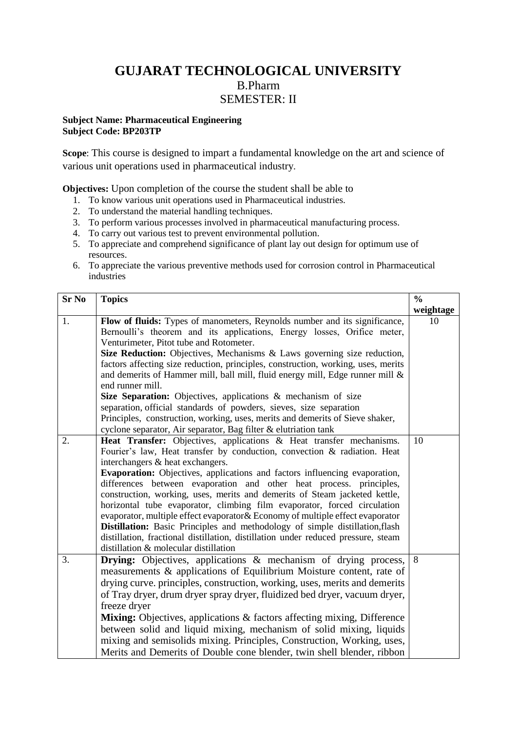# GUJARAT TECHNOLOGICAL UNIVERSITY

## B.Pharm

## SEMESTER: II

**Subject Name: Pharmaceutical Engineering**
**Subject Code: BP203TP**

**Scope**: This course is designed to impart a fundamental knowledge on the art and science of various unit operations used in pharmaceutical industry.

**Objectives:** Upon completion of the course the student shall be able to

1. To know various unit operations used in Pharmaceutical industries.
2. To understand the material handling techniques.
3. To perform various processes involved in pharmaceutical manufacturing process.
4. To carry out various test to prevent environmental pollution.
5. To appreciate and comprehend significance of plant lay out design for optimum use of resources.
6. To appreciate the various preventive methods used for corrosion control in Pharmaceutical industries

| Sr No | Topics | % weightage |
|---|---|---|
| 1. | **Flow of fluids:** Types of manometers, Reynolds number and its significance, Bernoulli's theorem and its applications, Energy losses, Orifice meter, Venturimeter, Pitot tube and Rotometer.<br>**Size Reduction:** Objectives, Mechanisms & Laws governing size reduction, factors affecting size reduction, principles, construction, working, uses, merits and demerits of Hammer mill, ball mill, fluid energy mill, Edge runner mill & end runner mill.<br>**Size Separation:** Objectives, applications & mechanism of size separation, official standards of powders, sieves, size separation Principles, construction, working, uses, merits and demerits of Sieve shaker, cyclone separator, Air separator, Bag filter & elutriation tank | 10 |
| 2. | **Heat Transfer:** Objectives, applications & Heat transfer mechanisms. Fourier's law, Heat transfer by conduction, convection & radiation. Heat interchangers & heat exchangers.<br>**Evaporation:** Objectives, applications and factors influencing evaporation, differences between evaporation and other heat process. principles, construction, working, uses, merits and demerits of Steam jacketed kettle, horizontal tube evaporator, climbing film evaporator, forced circulation evaporator, multiple effect evaporator& Economy of multiple effect evaporator<br>**Distillation:** Basic Principles and methodology of simple distillation,flash distillation, fractional distillation, distillation under reduced pressure, steam distillation & molecular distillation | 10 |
| 3. | **Drying:** Objectives, applications & mechanism of drying process, measurements & applications of Equilibrium Moisture content, rate of drying curve. principles, construction, working, uses, merits and demerits of Tray dryer, drum dryer spray dryer, fluidized bed dryer, vacuum dryer, freeze dryer<br>**Mixing:** Objectives, applications & factors affecting mixing, Difference between solid and liquid mixing, mechanism of solid mixing, liquids mixing and semisolids mixing. Principles, Construction, Working, uses, Merits and Demerits of Double cone blender, twin shell blender, ribbon | 8 |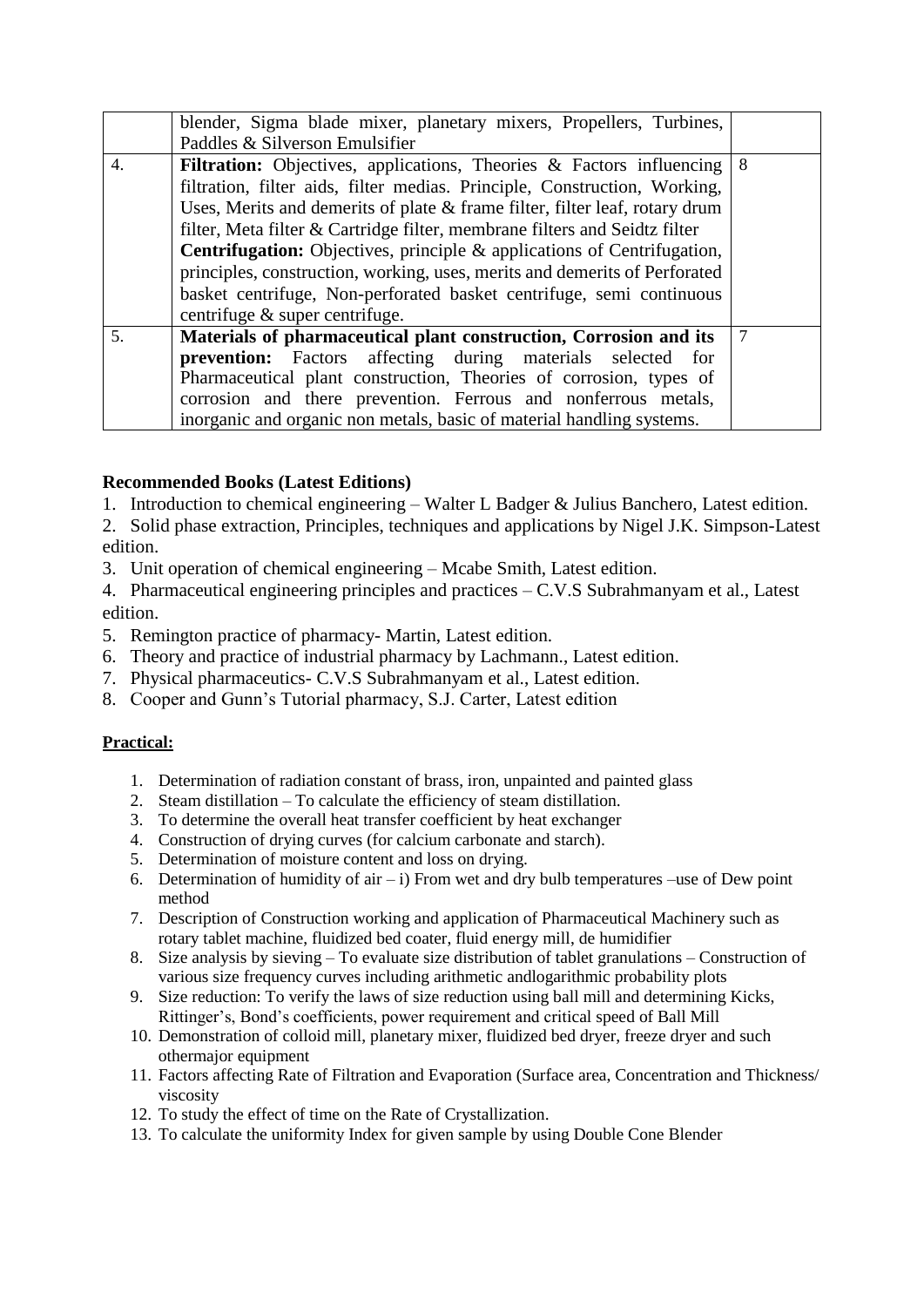| | | |
|---|---|---|
| | blender, Sigma blade mixer, planetary mixers, Propellers, Turbines, Paddles & Silverson Emulsifier | |
| 4. | **Filtration:** Objectives, applications, Theories & Factors influencing filtration, filter aids, filter medias. Principle, Construction, Working, Uses, Merits and demerits of plate & frame filter, filter leaf, rotary drum filter, Meta filter & Cartridge filter, membrane filters and Seidtz filter<br>**Centrifugation:** Objectives, principle & applications of Centrifugation, principles, construction, working, uses, merits and demerits of Perforated basket centrifuge, Non-perforated basket centrifuge, semi continuous centrifuge & super centrifuge. | 8 |
| 5. | **Materials of pharmaceutical plant construction, Corrosion and its prevention:** Factors affecting during materials selected for Pharmaceutical plant construction, Theories of corrosion, types of corrosion and there prevention. Ferrous and nonferrous metals, inorganic and organic non metals, basic of material handling systems. | 7 |

**Recommended Books (Latest Editions)**

1. Introduction to chemical engineering – Walter L Badger & Julius Banchero, Latest edition.
2. Solid phase extraction, Principles, techniques and applications by Nigel J.K. Simpson-Latest edition.
3. Unit operation of chemical engineering – Mcabe Smith, Latest edition.
4. Pharmaceutical engineering principles and practices – C.V.S Subrahmanyam et al., Latest edition.
5. Remington practice of pharmacy- Martin, Latest edition.
6. Theory and practice of industrial pharmacy by Lachmann., Latest edition.
7. Physical pharmaceutics- C.V.S Subrahmanyam et al., Latest edition.
8. Cooper and Gunn's Tutorial pharmacy, S.J. Carter, Latest edition

**Practical:**

1. Determination of radiation constant of brass, iron, unpainted and painted glass
2. Steam distillation – To calculate the efficiency of steam distillation.
3. To determine the overall heat transfer coefficient by heat exchanger
4. Construction of drying curves (for calcium carbonate and starch).
5. Determination of moisture content and loss on drying.
6. Determination of humidity of air – i) From wet and dry bulb temperatures –use of Dew point method
7. Description of Construction working and application of Pharmaceutical Machinery such as rotary tablet machine, fluidized bed coater, fluid energy mill, de humidifier
8. Size analysis by sieving – To evaluate size distribution of tablet granulations – Construction of various size frequency curves including arithmetic andlogarithmic probability plots
9. Size reduction: To verify the laws of size reduction using ball mill and determining Kicks, Rittinger's, Bond's coefficients, power requirement and critical speed of Ball Mill
10. Demonstration of colloid mill, planetary mixer, fluidized bed dryer, freeze dryer and such othermajor equipment
11. Factors affecting Rate of Filtration and Evaporation (Surface area, Concentration and Thickness/ viscosity
12. To study the effect of time on the Rate of Crystallization.
13. To calculate the uniformity Index for given sample by using Double Cone Blender